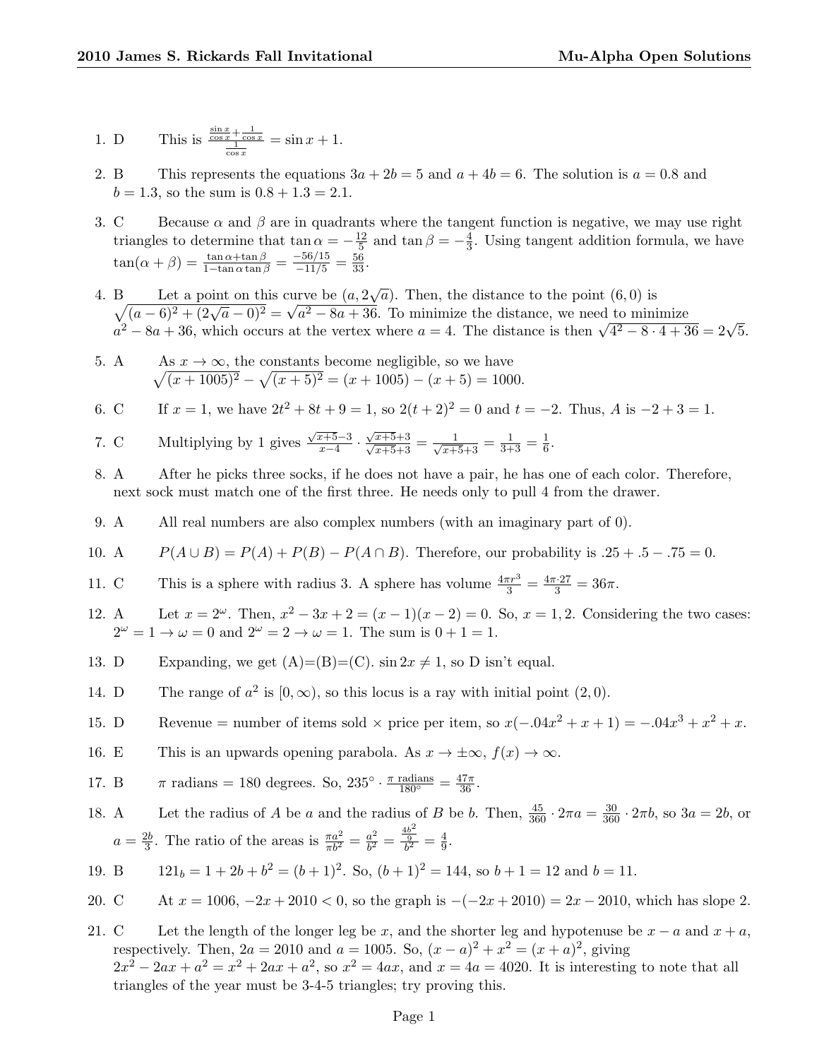1. D This is $\frac{\frac{\sin x}{\cos x}+\frac{1}{\cos x}}{\frac{1}{\cos x}} = \sin x + 1$.

2. B This represents the equations $3a + 2b = 5$ and $a + 4b = 6$. The solution is $a = 0.8$ and $b = 1.3$, so the sum is $0.8 + 1.3 = 2.1$.

3. C Because $\alpha$ and $\beta$ are in quadrants where the tangent function is negative, we may use right triangles to determine that $\tan\alpha = -\frac{12}{5}$ and $\tan\beta = -\frac{4}{3}$. Using tangent addition formula, we have $\tan(\alpha+\beta) = \frac{\tan\alpha+\tan\beta}{1-\tan\alpha\tan\beta} = \frac{-56/15}{-11/5} = \frac{56}{33}$.

4. B Let a point on this curve be $(a, 2\sqrt{a})$. Then, the distance to the point $(6, 0)$ is $\sqrt{(a-6)^2 + (2\sqrt{a}-0)^2} = \sqrt{a^2 - 8a + 36}$. To minimize the distance, we need to minimize $a^2 - 8a + 36$, which occurs at the vertex where $a = 4$. The distance is then $\sqrt{4^2 - 8\cdot 4 + 36} = 2\sqrt{5}$.

5. A As $x \to \infty$, the constants become negligible, so we have $\sqrt{(x+1005)^2} - \sqrt{(x+5)^2} = (x + 1005) - (x + 5) = 1000$.

6. C If $x = 1$, we have $2t^2 + 8t + 9 = 1$, so $2(t + 2)^2 = 0$ and $t = -2$. Thus, $A$ is $-2 + 3 = 1$.

7. C Multiplying by 1 gives $\frac{\sqrt{x+5}-3}{x-4} \cdot \frac{\sqrt{x+5}+3}{\sqrt{x+5}+3} = \frac{1}{\sqrt{x+5}+3} = \frac{1}{3+3} = \frac{1}{6}$.

8. A After he picks three socks, if he does not have a pair, he has one of each color. Therefore, next sock must match one of the first three. He needs only to pull 4 from the drawer.

9. A All real numbers are also complex numbers (with an imaginary part of 0).

10. A $P(A \cup B) = P(A) + P(B) - P(A \cap B)$. Therefore, our probability is $.25 + .5 - .75 = 0$.

11. C This is a sphere with radius 3. A sphere has volume $\frac{4\pi r^3}{3} = \frac{4\pi\cdot 27}{3} = 36\pi$.

12. A Let $x = 2^\omega$. Then, $x^2 - 3x + 2 = (x - 1)(x - 2) = 0$. So, $x = 1, 2$. Considering the two cases: $2^\omega = 1 \to \omega = 0$ and $2^\omega = 2 \to \omega = 1$. The sum is $0 + 1 = 1$.

13. D Expanding, we get (A)=(B)=(C). $\sin 2x \neq 1$, so D isn't equal.

14. D The range of $a^2$ is $[0, \infty)$, so this locus is a ray with initial point $(2, 0)$.

15. D Revenue = number of items sold $\times$ price per item, so $x(-.04x^2 + x + 1) = -.04x^3 + x^2 + x$.

16. E This is an upwards opening parabola. As $x \to \pm\infty$, $f(x) \to \infty$.

17. B $\pi$ radians = 180 degrees. So, $235^\circ \cdot \frac{\pi \text{ radians}}{180^\circ} = \frac{47\pi}{36}$.

18. A Let the radius of $A$ be $a$ and the radius of $B$ be $b$. Then, $\frac{45}{360}\cdot 2\pi a = \frac{30}{360}\cdot 2\pi b$, so $3a = 2b$, or $a = \frac{2b}{3}$. The ratio of the areas is $\frac{\pi a^2}{\pi b^2} = \frac{a^2}{b^2} = \frac{\frac{4b^2}{9}}{b^2} = \frac{4}{9}$.

19. B $121_b = 1 + 2b + b^2 = (b + 1)^2$. So, $(b + 1)^2 = 144$, so $b + 1 = 12$ and $b = 11$.

20. C At $x = 1006$, $-2x + 2010 < 0$, so the graph is $-(-2x + 2010) = 2x - 2010$, which has slope 2.

21. C Let the length of the longer leg be $x$, and the shorter leg and hypotenuse be $x - a$ and $x + a$, respectively. Then, $2a = 2010$ and $a = 1005$. So, $(x - a)^2 + x^2 = (x + a)^2$, giving $2x^2 - 2ax + a^2 = x^2 + 2ax + a^2$, so $x^2 = 4ax$, and $x = 4a = 4020$. It is interesting to note that all triangles of the year must be 3-4-5 triangles; try proving this.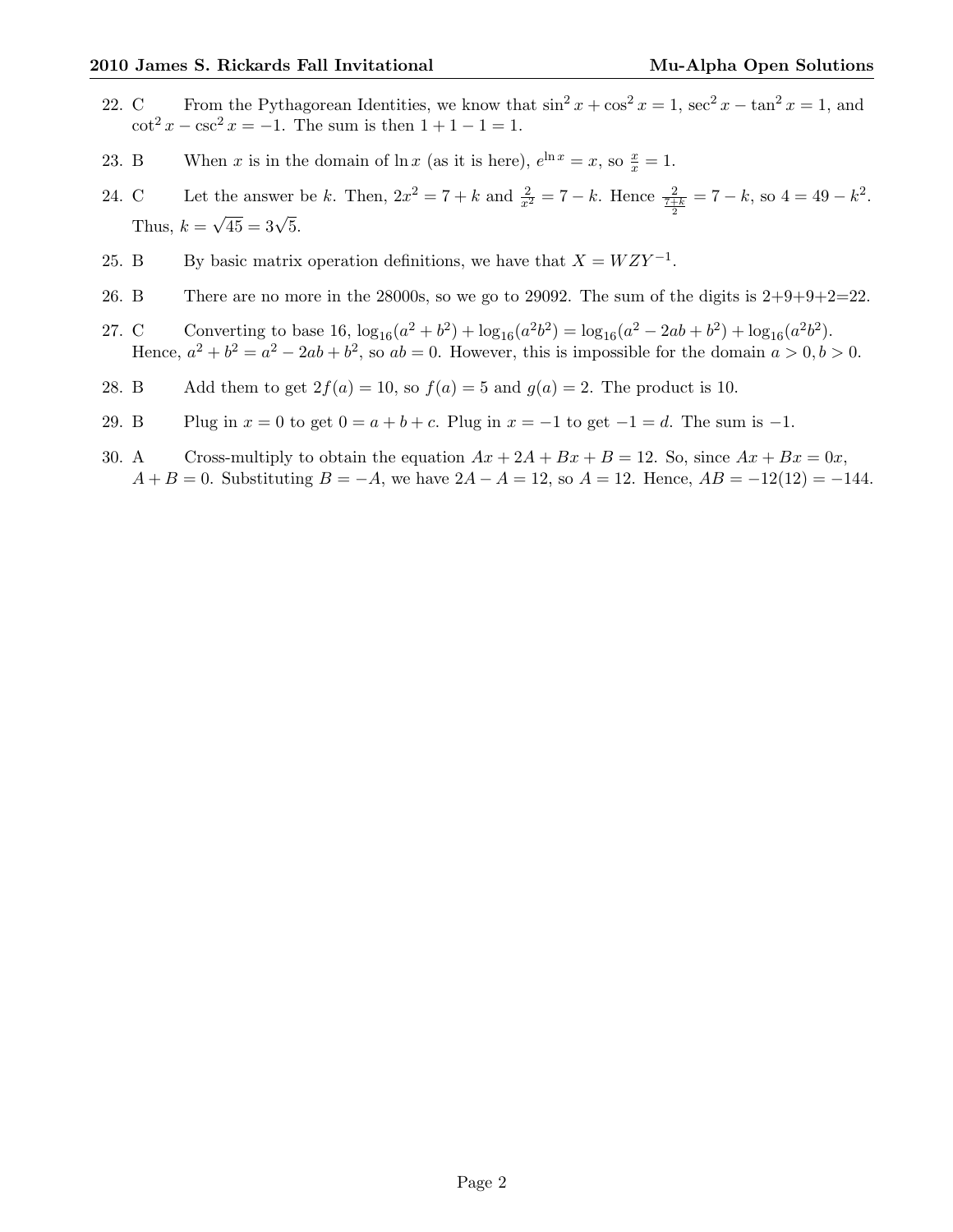22. C From the Pythagorean Identities, we know that $\sin^2 x + \cos^2 x = 1$, $\sec^2 x - \tan^2 x = 1$, and $\cot^2 x - \csc^2 x = -1$. The sum is then $1 + 1 - 1 = 1$.

23. B When $x$ is in the domain of $\ln x$ (as it is here), $e^{\ln x} = x$, so $\frac{x}{x} = 1$.

24. C Let the answer be $k$. Then, $2x^2 = 7 + k$ and $\frac{2}{x^2} = 7 - k$. Hence $\frac{2}{\frac{7+k}{2}} = 7 - k$, so $4 = 49 - k^2$. Thus, $k = \sqrt{45} = 3\sqrt{5}$.

25. B By basic matrix operation definitions, we have that $X = WZY^{-1}$.

26. B There are no more in the 28000s, so we go to 29092. The sum of the digits is 2+9+9+2=22.

27. C Converting to base 16, $\log_{16}(a^2 + b^2) + \log_{16}(a^2b^2) = \log_{16}(a^2 - 2ab + b^2) + \log_{16}(a^2b^2)$. Hence, $a^2 + b^2 = a^2 - 2ab + b^2$, so $ab = 0$. However, this is impossible for the domain $a > 0, b > 0$.

28. B Add them to get $2f(a) = 10$, so $f(a) = 5$ and $g(a) = 2$. The product is 10.

29. B Plug in $x = 0$ to get $0 = a + b + c$. Plug in $x = -1$ to get $-1 = d$. The sum is $-1$.

30. A Cross-multiply to obtain the equation $Ax + 2A + Bx + B = 12$. So, since $Ax + Bx = 0x$, $A + B = 0$. Substituting $B = -A$, we have $2A - A = 12$, so $A = 12$. Hence, $AB = -12(12) = -144$.